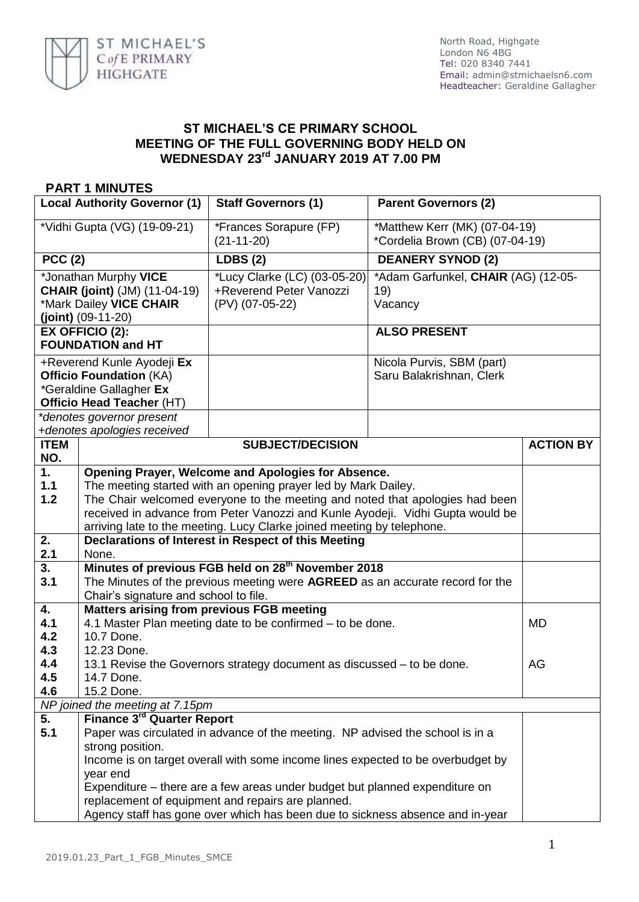ST MICHAEL'S C of E PRIMARY HIGHGATE

North Road, Highgate
London N6 4BG
Tel: 020 8340 7441
Email: admin@stmichaelsn6.com
Headteacher: Geraldine Gallagher

# ST MICHAEL'S CE PRIMARY SCHOOL
# MEETING OF THE FULL GOVERNING BODY HELD ON WEDNESDAY 23rd JANUARY 2019 AT 7.00 PM

## PART 1 MINUTES

| Local Authority Governor (1) | Staff Governors (1) | Parent Governors (2) |
|---|---|---|
| *Vidhi Gupta (VG) (19-09-21) | *Frances Sorapure (FP) (21-11-20) | *Matthew Kerr (MK) (07-04-19)<br>*Cordelia Brown (CB) (07-04-19) |
| **PCC (2)** | **LDBS (2)** | **DEANERY SYNOD (2)** |
| *Jonathan Murphy **VICE CHAIR (joint)** (JM) (11-04-19)<br>*Mark Dailey **VICE CHAIR (joint)** (09-11-20) | *Lucy Clarke (LC) (03-05-20)<br>+Reverend Peter Vanozzi (PV) (07-05-22) | *Adam Garfunkel, **CHAIR** (AG) (12-05-19)<br>Vacancy |
| **EX OFFICIO (2): FOUNDATION and HT** | | **ALSO PRESENT** |
| +Reverend Kunle Ayodeji **Ex Officio Foundation** (KA)<br>*Geraldine Gallagher **Ex Officio Head Teacher** (HT) | | Nicola Purvis, SBM (part)<br>Saru Balakrishnan, Clerk |
| *denotes governor present*<br>*+denotes apologies received* | | |

| ITEM NO. | SUBJECT/DECISION | ACTION BY |
|---|---|---|
| **1.** | **Opening Prayer, Welcome and Apologies for Absence.** | |
| **1.1** | The meeting started with an opening prayer led by Mark Dailey. | |
| **1.2** | The Chair welcomed everyone to the meeting and noted that apologies had been received in advance from Peter Vanozzi and Kunle Ayodeji. Vidhi Gupta would be arriving late to the meeting. Lucy Clarke joined meeting by telephone. | |
| **2.** | **Declarations of Interest in Respect of this Meeting** | |
| **2.1** | None. | |
| **3.** | **Minutes of previous FGB held on 28th November 2018** | |
| **3.1** | The Minutes of the previous meeting were **AGREED** as an accurate record for the Chair's signature and school to file. | |
| **4.** | **Matters arising from previous FGB meeting** | |
| **4.1** | 4.1 Master Plan meeting date to be confirmed – to be done. | MD |
| **4.2** | 10.7 Done. | |
| **4.3** | 12.23 Done. | |
| **4.4** | 13.1 Revise the Governors strategy document as discussed – to be done. | AG |
| **4.5** | 14.7 Done. | |
| **4.6** | 15.2 Done. | |
| | *NP joined the meeting at 7.15pm* | |
| **5.** | **Finance 3rd Quarter Report** | |
| **5.1** | Paper was circulated in advance of the meeting. NP advised the school is in a strong position.<br>Income is on target overall with some income lines expected to be overbudget by year end<br>Expenditure – there are a few areas under budget but planned expenditure on replacement of equipment and repairs are planned.<br>Agency staff has gone over which has been due to sickness absence and in-year | |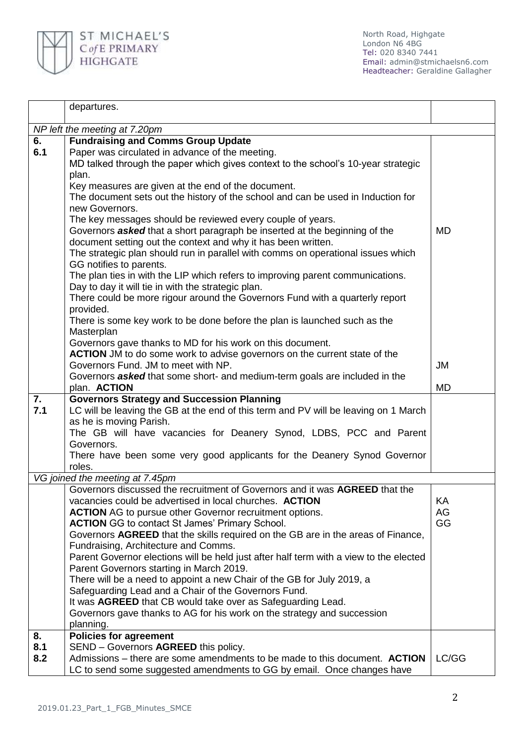| | | |
|---|---|---|
| | departures. | |
| *NP left the meeting at 7.20pm* | | |
| **6.**<br>**6.1** | **Fundraising and Comms Group Update**<br>Paper was circulated in advance of the meeting.<br>MD talked through the paper which gives context to the school's 10-year strategic plan.<br>Key measures are given at the end of the document.<br>The document sets out the history of the school and can be used in Induction for new Governors.<br>The key messages should be reviewed every couple of years.<br>Governors ***asked*** that a short paragraph be inserted at the beginning of the document setting out the context and why it has been written.<br>The strategic plan should run in parallel with comms on operational issues which GG notifies to parents.<br>The plan ties in with the LIP which refers to improving parent communications. Day to day it will tie in with the strategic plan.<br>There could be more rigour around the Governors Fund with a quarterly report provided.<br>There is some key work to be done before the plan is launched such as the Masterplan<br>Governors gave thanks to MD for his work on this document.<br>**ACTION** JM to do some work to advise governors on the current state of the Governors Fund. JM to meet with NP.<br>Governors ***asked*** that some short- and medium-term goals are included in the plan. **ACTION** | MD<br><br>JM<br><br>MD |
| **7.**<br>**7.1** | **Governors Strategy and Succession Planning**<br>LC will be leaving the GB at the end of this term and PV will be leaving on 1 March as he is moving Parish.<br>The GB will have vacancies for Deanery Synod, LDBS, PCC and Parent Governors.<br>There have been some very good applicants for the Deanery Synod Governor roles. | |
| *VG joined the meeting at 7.45pm* | | |
| | Governors discussed the recruitment of Governors and it was **AGREED** that the vacancies could be advertised in local churches. **ACTION**<br>**ACTION** AG to pursue other Governor recruitment options.<br>**ACTION** GG to contact St James' Primary School.<br>Governors **AGREED** that the skills required on the GB are in the areas of Finance, Fundraising, Architecture and Comms.<br>Parent Governor elections will be held just after half term with a view to the elected Parent Governors starting in March 2019.<br>There will be a need to appoint a new Chair of the GB for July 2019, a Safeguarding Lead and a Chair of the Governors Fund.<br>It was **AGREED** that CB would take over as Safeguarding Lead.<br>Governors gave thanks to AG for his work on the strategy and succession planning. | KA<br>AG<br>GG |
| **8.**<br>**8.1**<br>**8.2** | **Policies for agreement**<br>SEND – Governors **AGREED** this policy.<br>Admissions – there are some amendments to be made to this document. **ACTION** LC to send some suggested amendments to GG by email. Once changes have | <br><br>LC/GG |

2019.01.23_Part_1_FGB_Minutes_SMCE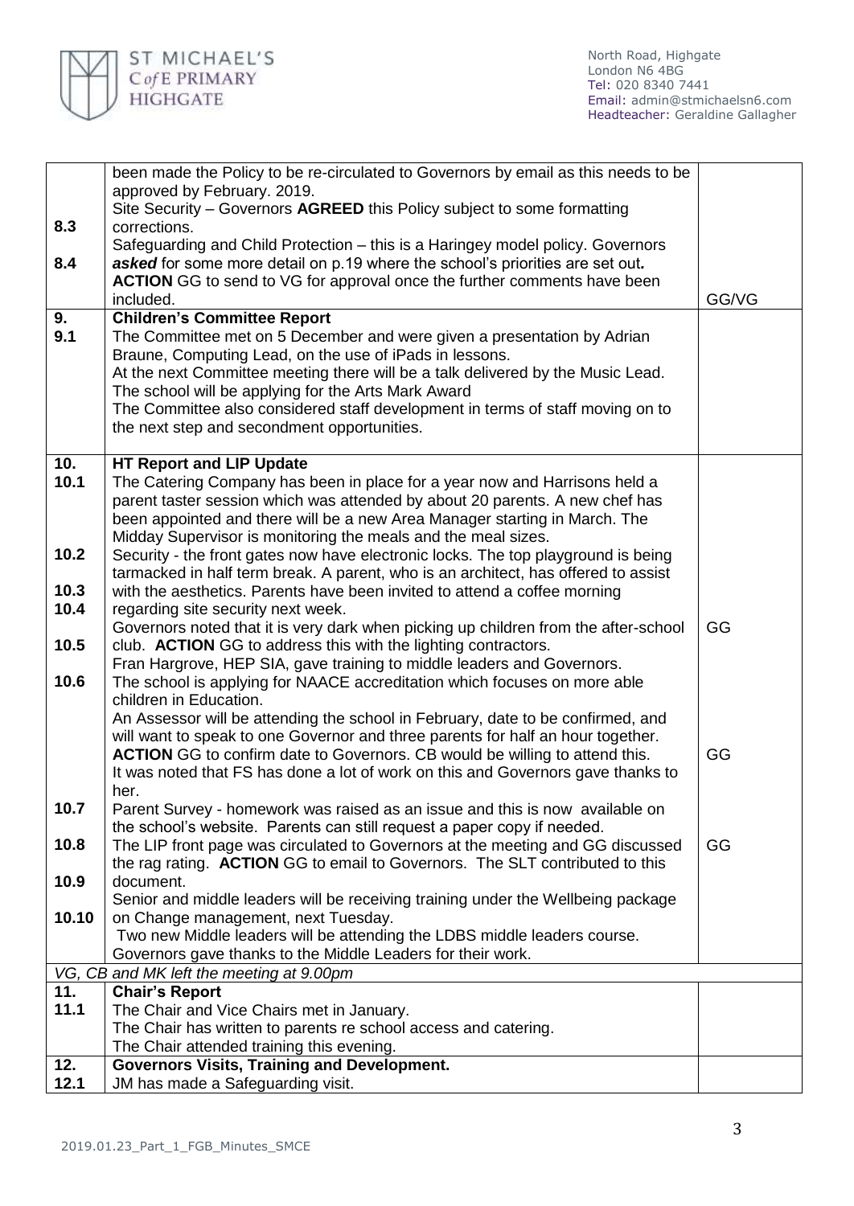| | | |
|---|---|---|
| 8.3<br>8.4 | been made the Policy to be re-circulated to Governors by email as this needs to be approved by February. 2019.<br>Site Security – Governors **AGREED** this Policy subject to some formatting corrections.<br>Safeguarding and Child Protection – this is a Haringey model policy. Governors ***asked*** for some more detail on p.19 where the school's priorities are set out***.***<br>**ACTION** GG to send to VG for approval once the further comments have been included. | GG/VG |
| **9.**<br>**9.1** | **Children's Committee Report**<br>The Committee met on 5 December and were given a presentation by Adrian Braune, Computing Lead, on the use of iPads in lessons.<br>At the next Committee meeting there will be a talk delivered by the Music Lead. The school will be applying for the Arts Mark Award<br>The Committee also considered staff development in terms of staff moving on to the next step and secondment opportunities. | |
| **10.**<br>**10.1**<br><br><br><br>**10.2**<br><br>**10.3**<br>**10.4**<br><br>**10.5**<br><br>**10.6**<br><br><br><br><br><br><br>**10.7**<br><br>**10.8**<br><br>**10.9**<br><br>**10.10** | **HT Report and LIP Update**<br>The Catering Company has been in place for a year now and Harrisons held a parent taster session which was attended by about 20 parents. A new chef has been appointed and there will be a new Area Manager starting in March. The Midday Supervisor is monitoring the meals and the meal sizes.<br>Security - the front gates now have electronic locks. The top playground is being tarmacked in half term break. A parent, who is an architect, has offered to assist with the aesthetics. Parents have been invited to attend a coffee morning regarding site security next week.<br>Governors noted that it is very dark when picking up children from the after-school club. **ACTION** GG to address this with the lighting contractors.<br>Fran Hargrove, HEP SIA, gave training to middle leaders and Governors.<br>The school is applying for NAACE accreditation which focuses on more able children in Education.<br>An Assessor will be attending the school in February, date to be confirmed, and will want to speak to one Governor and three parents for half an hour together.<br>**ACTION** GG to confirm date to Governors. CB would be willing to attend this.<br>It was noted that FS has done a lot of work on this and Governors gave thanks to her.<br>Parent Survey - homework was raised as an issue and this is now available on the school's website. Parents can still request a paper copy if needed.<br>The LIP front page was circulated to Governors at the meeting and GG discussed the rag rating. **ACTION** GG to email to Governors. The SLT contributed to this document.<br>Senior and middle leaders will be receiving training under the Wellbeing package on Change management, next Tuesday.<br>Two new Middle leaders will be attending the LDBS middle leaders course.<br>Governors gave thanks to the Middle Leaders for their work. | GG<br><br>GG<br><br>GG |
| *VG, CB and MK left the meeting at 9.00pm* | | |
| **11.**<br>**11.1** | **Chair's Report**<br>The Chair and Vice Chairs met in January.<br>The Chair has written to parents re school access and catering.<br>The Chair attended training this evening. | |
| **12.**<br>**12.1** | **Governors Visits, Training and Development.**<br>JM has made a Safeguarding visit. | |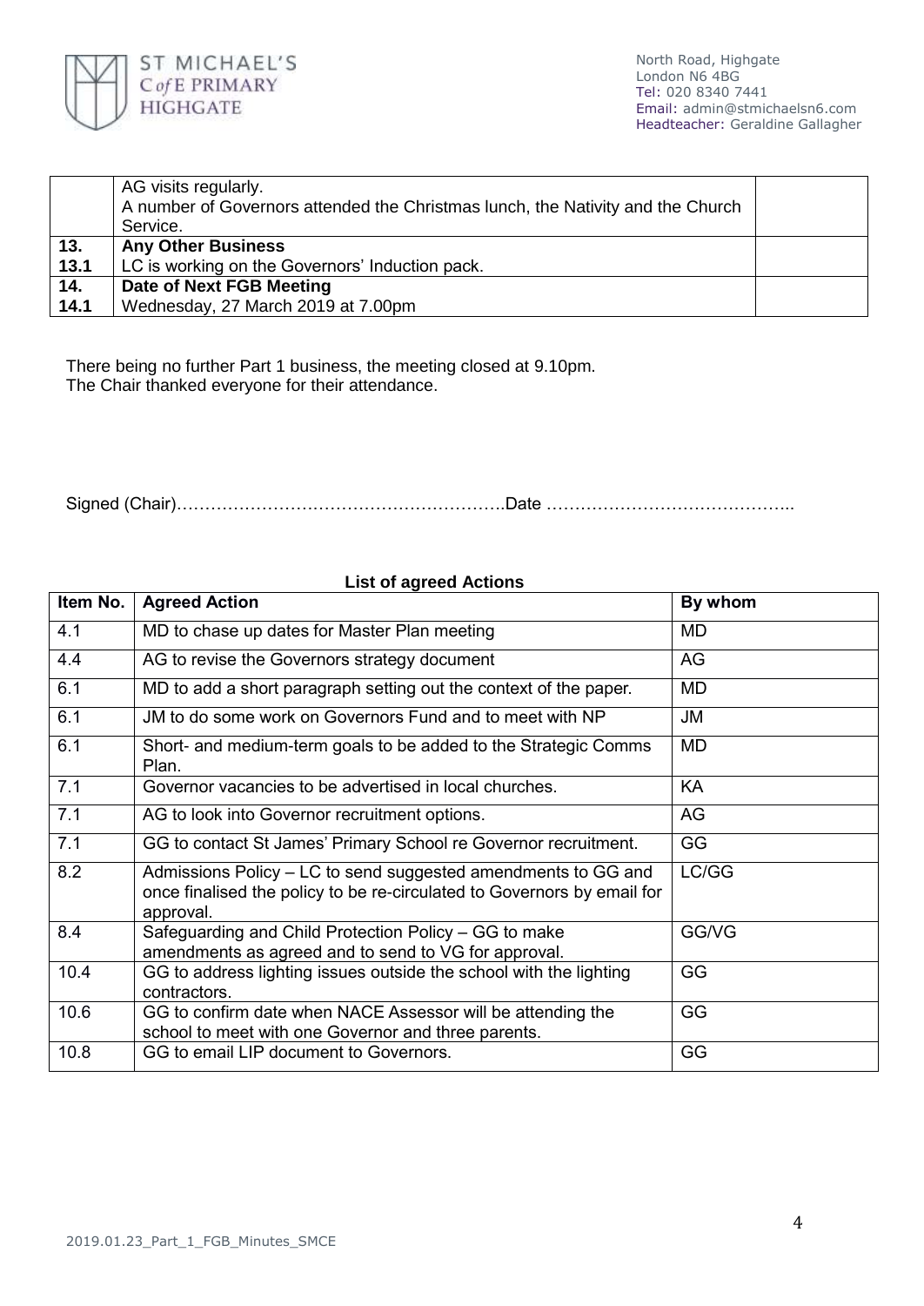| | | |
|---|---|---|
| | AG visits regularly.<br>A number of Governors attended the Christmas lunch, the Nativity and the Church Service. | |
| **13.** | **Any Other Business** | |
| **13.1** | LC is working on the Governors' Induction pack. | |
| **14.** | **Date of Next FGB Meeting** | |
| **14.1** | Wednesday, 27 March 2019 at 7.00pm | |

There being no further Part 1 business, the meeting closed at 9.10pm.
The Chair thanked everyone for their attendance.

Signed (Chair)………………………………………………….Date ……………………………………..

**List of agreed Actions**

| Item No. | Agreed Action | By whom |
|---|---|---|
| 4.1 | MD to chase up dates for Master Plan meeting | MD |
| 4.4 | AG to revise the Governors strategy document | AG |
| 6.1 | MD to add a short paragraph setting out the context of the paper. | MD |
| 6.1 | JM to do some work on Governors Fund and to meet with NP | JM |
| 6.1 | Short- and medium-term goals to be added to the Strategic Comms Plan. | MD |
| 7.1 | Governor vacancies to be advertised in local churches. | KA |
| 7.1 | AG to look into Governor recruitment options. | AG |
| 7.1 | GG to contact St James' Primary School re Governor recruitment. | GG |
| 8.2 | Admissions Policy – LC to send suggested amendments to GG and once finalised the policy to be re-circulated to Governors by email for approval. | LC/GG |
| 8.4 | Safeguarding and Child Protection Policy – GG to make amendments as agreed and to send to VG for approval. | GG/VG |
| 10.4 | GG to address lighting issues outside the school with the lighting contractors. | GG |
| 10.6 | GG to confirm date when NACE Assessor will be attending the school to meet with one Governor and three parents. | GG |
| 10.8 | GG to email LIP document to Governors. | GG |